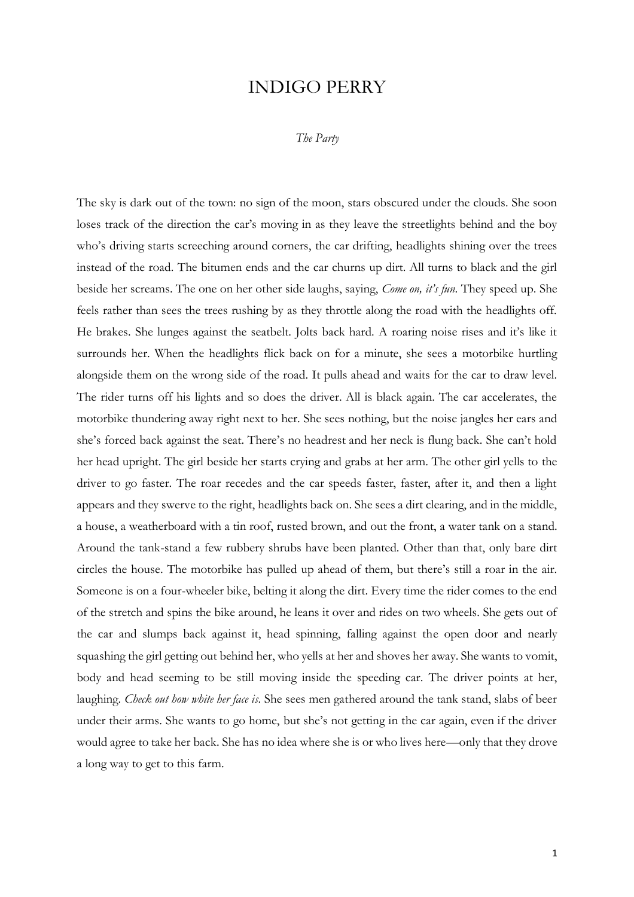# INDIGO PERRY

*The Party*

The sky is dark out of the town: no sign of the moon, stars obscured under the clouds. She soon loses track of the direction the car's moving in as they leave the streetlights behind and the boy who's driving starts screeching around corners, the car drifting, headlights shining over the trees instead of the road. The bitumen ends and the car churns up dirt. All turns to black and the girl beside her screams. The one on her other side laughs, saying, *Come on, it's fun.* They speed up. She feels rather than sees the trees rushing by as they throttle along the road with the headlights off. He brakes. She lunges against the seatbelt. Jolts back hard. A roaring noise rises and it's like it surrounds her. When the headlights flick back on for a minute, she sees a motorbike hurtling alongside them on the wrong side of the road. It pulls ahead and waits for the car to draw level. The rider turns off his lights and so does the driver. All is black again. The car accelerates, the motorbike thundering away right next to her. She sees nothing, but the noise jangles her ears and she's forced back against the seat. There's no headrest and her neck is flung back. She can't hold her head upright. The girl beside her starts crying and grabs at her arm. The other girl yells to the driver to go faster. The roar recedes and the car speeds faster, faster, after it, and then a light appears and they swerve to the right, headlights back on. She sees a dirt clearing, and in the middle, a house, a weatherboard with a tin roof, rusted brown, and out the front, a water tank on a stand. Around the tank-stand a few rubbery shrubs have been planted. Other than that, only bare dirt circles the house. The motorbike has pulled up ahead of them, but there's still a roar in the air. Someone is on a four-wheeler bike, belting it along the dirt. Every time the rider comes to the end of the stretch and spins the bike around, he leans it over and rides on two wheels. She gets out of the car and slumps back against it, head spinning, falling against the open door and nearly squashing the girl getting out behind her, who yells at her and shoves her away. She wants to vomit, body and head seeming to be still moving inside the speeding car. The driver points at her, laughing. *Check out how white her face is.* She sees men gathered around the tank stand, slabs of beer under their arms. She wants to go home, but she's not getting in the car again, even if the driver would agree to take her back. She has no idea where she is or who lives here—only that they drove a long way to get to this farm.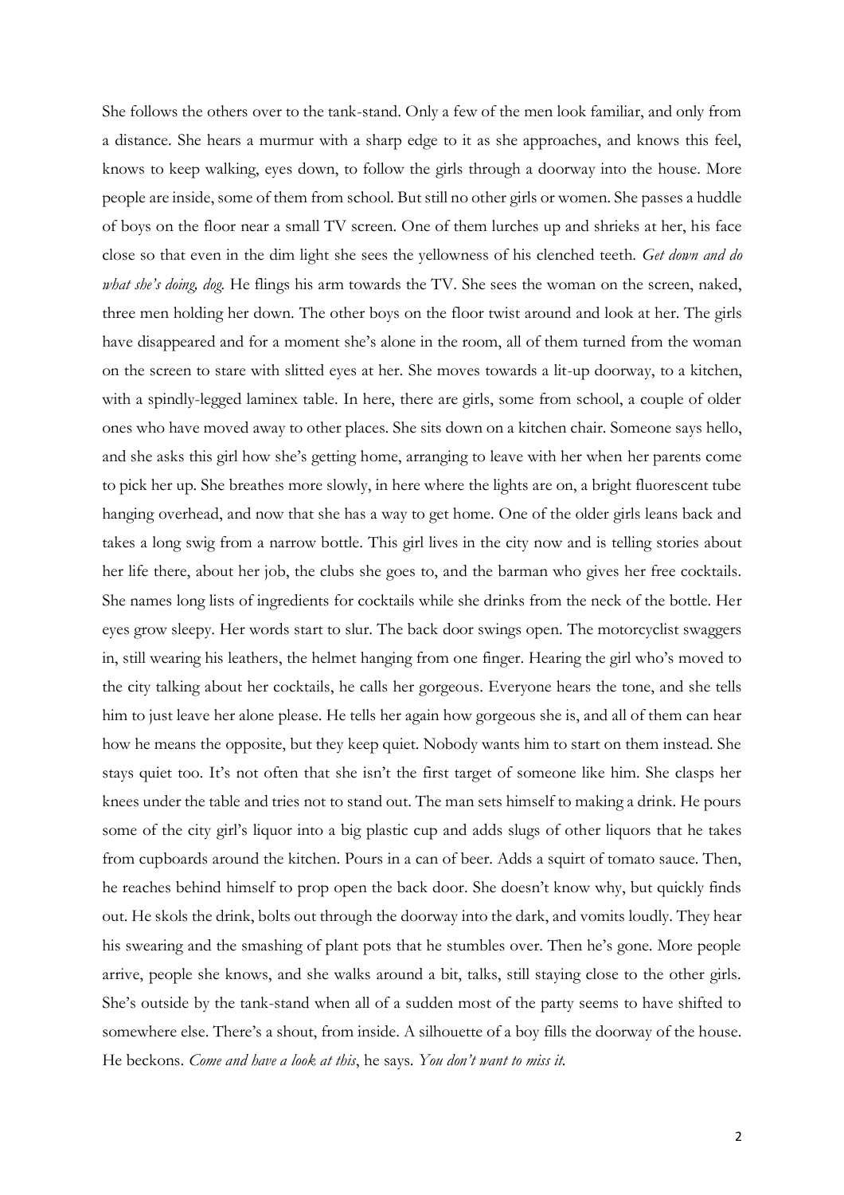She follows the others over to the tank-stand. Only a few of the men look familiar, and only from a distance. She hears a murmur with a sharp edge to it as she approaches, and knows this feel, knows to keep walking, eyes down, to follow the girls through a doorway into the house. More people are inside, some of them from school. But still no other girls or women. She passes a huddle of boys on the floor near a small TV screen. One of them lurches up and shrieks at her, his face close so that even in the dim light she sees the yellowness of his clenched teeth. *Get down and do what she's doing, dog.* He flings his arm towards the TV. She sees the woman on the screen, naked, three men holding her down. The other boys on the floor twist around and look at her. The girls have disappeared and for a moment she's alone in the room, all of them turned from the woman on the screen to stare with slitted eyes at her. She moves towards a lit-up doorway, to a kitchen, with a spindly-legged laminex table. In here, there are girls, some from school, a couple of older ones who have moved away to other places. She sits down on a kitchen chair. Someone says hello, and she asks this girl how she's getting home, arranging to leave with her when her parents come to pick her up. She breathes more slowly, in here where the lights are on, a bright fluorescent tube hanging overhead, and now that she has a way to get home. One of the older girls leans back and takes a long swig from a narrow bottle. This girl lives in the city now and is telling stories about her life there, about her job, the clubs she goes to, and the barman who gives her free cocktails. She names long lists of ingredients for cocktails while she drinks from the neck of the bottle. Her eyes grow sleepy. Her words start to slur. The back door swings open. The motorcyclist swaggers in, still wearing his leathers, the helmet hanging from one finger. Hearing the girl who's moved to the city talking about her cocktails, he calls her gorgeous. Everyone hears the tone, and she tells him to just leave her alone please. He tells her again how gorgeous she is, and all of them can hear how he means the opposite, but they keep quiet. Nobody wants him to start on them instead. She stays quiet too. It's not often that she isn't the first target of someone like him. She clasps her knees under the table and tries not to stand out. The man sets himself to making a drink. He pours some of the city girl's liquor into a big plastic cup and adds slugs of other liquors that he takes from cupboards around the kitchen. Pours in a can of beer. Adds a squirt of tomato sauce. Then, he reaches behind himself to prop open the back door. She doesn't know why, but quickly finds out. He skols the drink, bolts out through the doorway into the dark, and vomits loudly. They hear his swearing and the smashing of plant pots that he stumbles over. Then he's gone. More people arrive, people she knows, and she walks around a bit, talks, still staying close to the other girls. She's outside by the tank-stand when all of a sudden most of the party seems to have shifted to somewhere else. There's a shout, from inside. A silhouette of a boy fills the doorway of the house. He beckons. *Come and have a look at this*, he says. *You don't want to miss it.*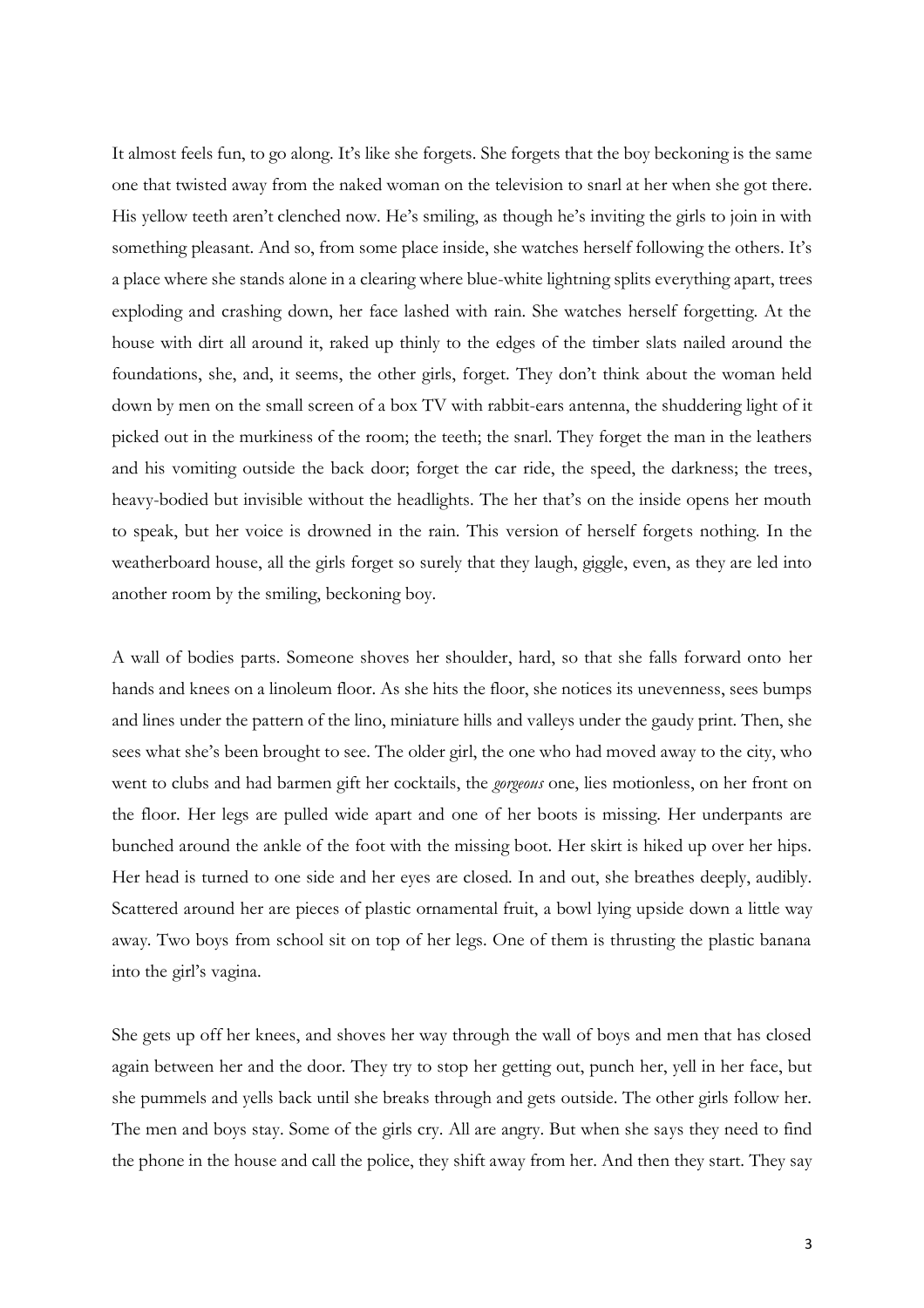It almost feels fun, to go along. It's like she forgets. She forgets that the boy beckoning is the same one that twisted away from the naked woman on the television to snarl at her when she got there. His yellow teeth aren't clenched now. He's smiling, as though he's inviting the girls to join in with something pleasant. And so, from some place inside, she watches herself following the others. It's a place where she stands alone in a clearing where blue-white lightning splits everything apart, trees exploding and crashing down, her face lashed with rain. She watches herself forgetting. At the house with dirt all around it, raked up thinly to the edges of the timber slats nailed around the foundations, she, and, it seems, the other girls, forget. They don't think about the woman held down by men on the small screen of a box TV with rabbit-ears antenna, the shuddering light of it picked out in the murkiness of the room; the teeth; the snarl. They forget the man in the leathers and his vomiting outside the back door; forget the car ride, the speed, the darkness; the trees, heavy-bodied but invisible without the headlights. The her that's on the inside opens her mouth to speak, but her voice is drowned in the rain. This version of herself forgets nothing. In the weatherboard house, all the girls forget so surely that they laugh, giggle, even, as they are led into another room by the smiling, beckoning boy.

A wall of bodies parts. Someone shoves her shoulder, hard, so that she falls forward onto her hands and knees on a linoleum floor. As she hits the floor, she notices its unevenness, sees bumps and lines under the pattern of the lino, miniature hills and valleys under the gaudy print. Then, she sees what she's been brought to see. The older girl, the one who had moved away to the city, who went to clubs and had barmen gift her cocktails, the *gorgeous* one, lies motionless, on her front on the floor. Her legs are pulled wide apart and one of her boots is missing. Her underpants are bunched around the ankle of the foot with the missing boot. Her skirt is hiked up over her hips. Her head is turned to one side and her eyes are closed. In and out, she breathes deeply, audibly. Scattered around her are pieces of plastic ornamental fruit, a bowl lying upside down a little way away. Two boys from school sit on top of her legs. One of them is thrusting the plastic banana into the girl's vagina.

She gets up off her knees, and shoves her way through the wall of boys and men that has closed again between her and the door. They try to stop her getting out, punch her, yell in her face, but she pummels and yells back until she breaks through and gets outside. The other girls follow her. The men and boys stay. Some of the girls cry. All are angry. But when she says they need to find the phone in the house and call the police, they shift away from her. And then they start. They say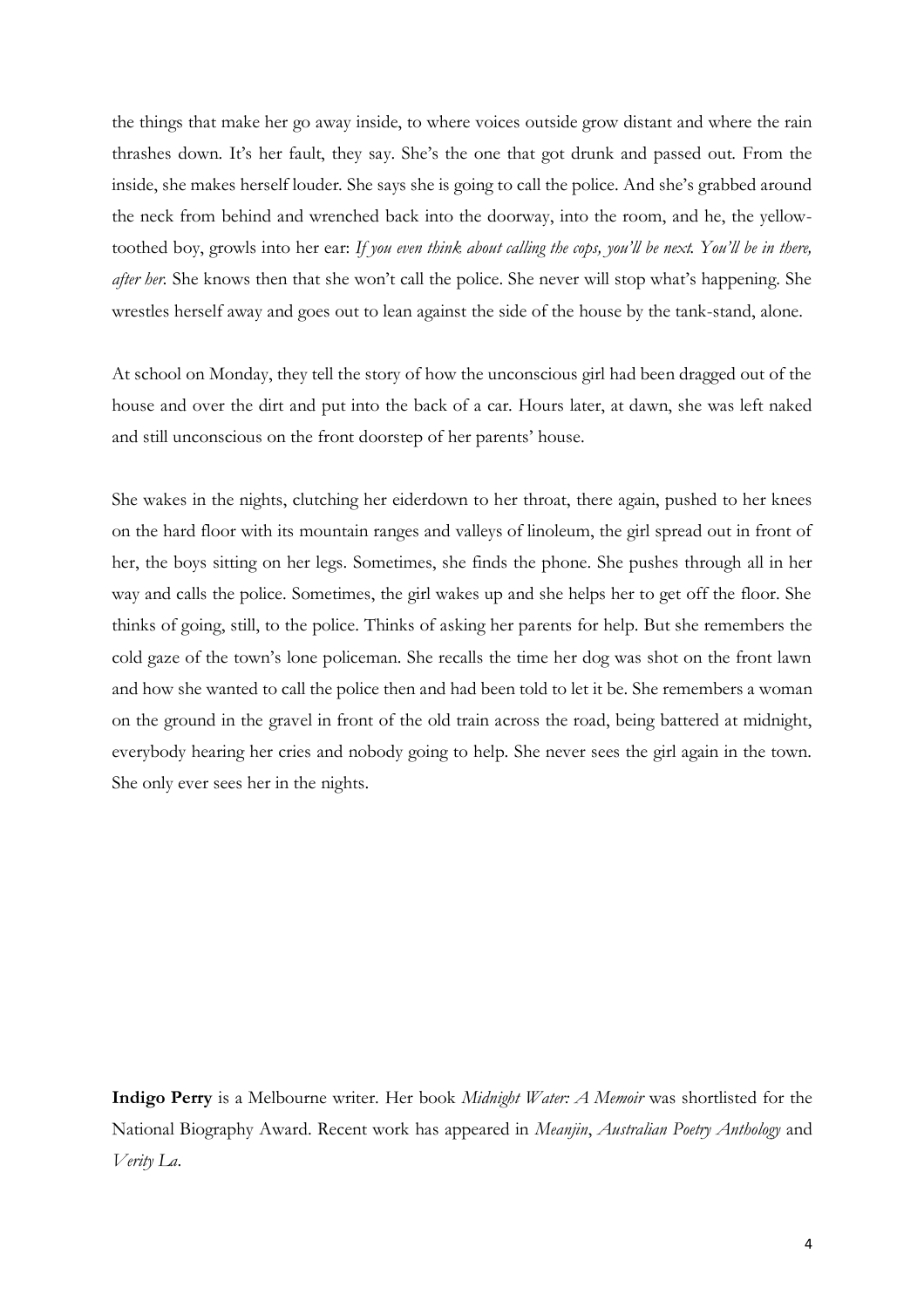the things that make her go away inside, to where voices outside grow distant and where the rain thrashes down. It's her fault, they say. She's the one that got drunk and passed out. From the inside, she makes herself louder. She says she is going to call the police. And she's grabbed around the neck from behind and wrenched back into the doorway, into the room, and he, the yellow-toothed boy, growls into her ear: *If you even think about calling the cops, you'll be next. You'll be in there, after her.* She knows then that she won't call the police. She never will stop what's happening. She wrestles herself away and goes out to lean against the side of the house by the tank-stand, alone.

At school on Monday, they tell the story of how the unconscious girl had been dragged out of the house and over the dirt and put into the back of a car. Hours later, at dawn, she was left naked and still unconscious on the front doorstep of her parents' house.

She wakes in the nights, clutching her eiderdown to her throat, there again, pushed to her knees on the hard floor with its mountain ranges and valleys of linoleum, the girl spread out in front of her, the boys sitting on her legs. Sometimes, she finds the phone. She pushes through all in her way and calls the police. Sometimes, the girl wakes up and she helps her to get off the floor. She thinks of going, still, to the police. Thinks of asking her parents for help. But she remembers the cold gaze of the town's lone policeman. She recalls the time her dog was shot on the front lawn and how she wanted to call the police then and had been told to let it be. She remembers a woman on the ground in the gravel in front of the old train across the road, being battered at midnight, everybody hearing her cries and nobody going to help. She never sees the girl again in the town. She only ever sees her in the nights.

**Indigo Perry** is a Melbourne writer. Her book *Midnight Water: A Memoir* was shortlisted for the National Biography Award. Recent work has appeared in *Meanjin*, *Australian Poetry Anthology* and *Verity La*.